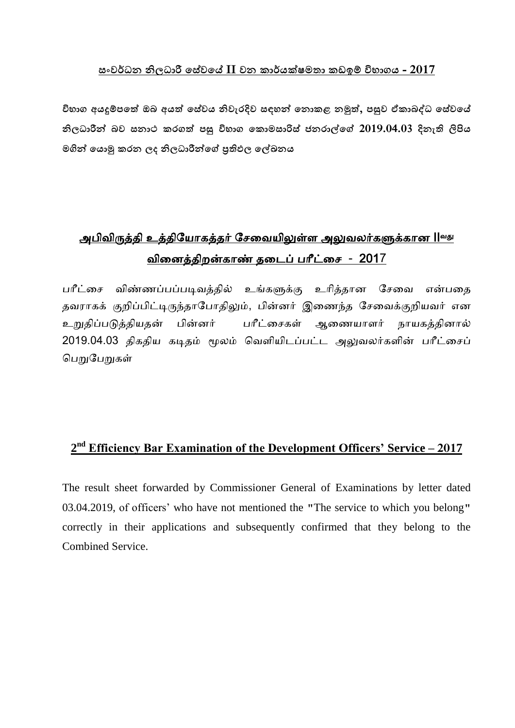## සංවර්ධන නිලධාරී සේවයේ II වන කාර්යක්ෂමතා කඩඉම් විභාගය - 2017

විභාග අයදුම්පතේ ඔබ අයත් සේවය නිවැරදිව සඳහන් නොකළ නමුත්, පසුව ඒකාබද්ධ සේවයේ නිලධාරීන් බව සනාථ කරගත් පසු විභාග කොමසාරිස් ජනරාල්ගේ 2019.04.03 දිනැති ලිපිය මගින් යොමු කරන ලද නිලධාරීන්ගේ ප්‍රතිඵල ලේඛනය

## அபிவிருத்தி உத்தியோகத்தர் சேவையிலுள்ள அலுவலர்களுக்கான IIவது வினைத்திறன்காண் தடைப் பரீட்சை - 2017

பரீட்சை விண்ணப்பப்படிவத்தில் உங்களுக்கு உரித்தான சேவை என்பதை தவராகக் குறிப்பிட்டிருந்தாபோதிலும், பின்னர் இணைந்த சேவைக்குறியவர் என உறுதிப்படுத்தியதன் பின்னர் பரீட்சைகள் ஆணையாளர் நாயகத்தினால் 2019.04.03 திகதிய கடிதம் மூலம் வெளியிடப்பட்ட அலுவலர்களின் பரீட்சைப் பெறுபேறுகள்

## 2nd Efficiency Bar Examination of the Development Officers' Service – 2017

The result sheet forwarded by Commissioner General of Examinations by letter dated 03.04.2019, of officers' who have not mentioned the "The service to which you belong" correctly in their applications and subsequently confirmed that they belong to the Combined Service.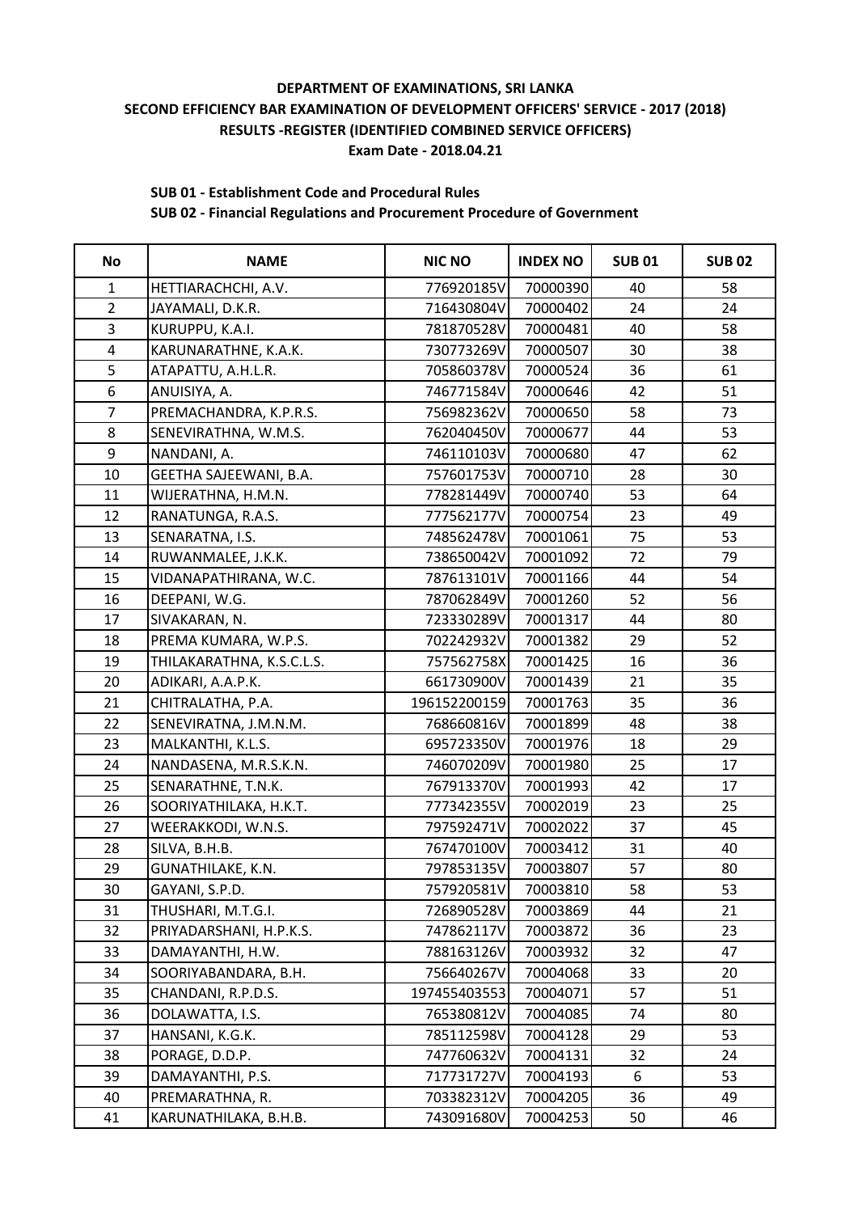**DEPARTMENT OF EXAMINATIONS, SRI LANKA**
**SECOND EFFICIENCY BAR EXAMINATION OF DEVELOPMENT OFFICERS' SERVICE - 2017 (2018)**
**RESULTS -REGISTER (IDENTIFIED COMBINED SERVICE OFFICERS)**
**Exam Date - 2018.04.21**

**SUB 01 - Establishment Code and Procedural Rules**
**SUB 02 - Financial Regulations and Procurement Procedure of Government**

| No | NAME | NIC NO | INDEX NO | SUB 01 | SUB 02 |
|---|---|---|---|---|---|
| 1 | HETTIARACHCHI, A.V. | 776920185V | 70000390 | 40 | 58 |
| 2 | JAYAMALI, D.K.R. | 716430804V | 70000402 | 24 | 24 |
| 3 | KURUPPU, K.A.I. | 781870528V | 70000481 | 40 | 58 |
| 4 | KARUNARATHNE, K.A.K. | 730773269V | 70000507 | 30 | 38 |
| 5 | ATAPATTU, A.H.L.R. | 705860378V | 70000524 | 36 | 61 |
| 6 | ANUISIYA, A. | 746771584V | 70000646 | 42 | 51 |
| 7 | PREMACHANDRA, K.P.R.S. | 756982362V | 70000650 | 58 | 73 |
| 8 | SENEVIRATHNA, W.M.S. | 762040450V | 70000677 | 44 | 53 |
| 9 | NANDANI, A. | 746110103V | 70000680 | 47 | 62 |
| 10 | GEETHA SAJEEWANI, B.A. | 757601753V | 70000710 | 28 | 30 |
| 11 | WIJERATHNA, H.M.N. | 778281449V | 70000740 | 53 | 64 |
| 12 | RANATUNGA, R.A.S. | 777562177V | 70000754 | 23 | 49 |
| 13 | SENARATNA, I.S. | 748562478V | 70001061 | 75 | 53 |
| 14 | RUWANMALEE, J.K.K. | 738650042V | 70001092 | 72 | 79 |
| 15 | VIDANAPATHIRANA, W.C. | 787613101V | 70001166 | 44 | 54 |
| 16 | DEEPANI, W.G. | 787062849V | 70001260 | 52 | 56 |
| 17 | SIVAKARAN, N. | 723330289V | 70001317 | 44 | 80 |
| 18 | PREMA KUMARA, W.P.S. | 702242932V | 70001382 | 29 | 52 |
| 19 | THILAKARATHNA, K.S.C.L.S. | 757562758X | 70001425 | 16 | 36 |
| 20 | ADIKARI, A.A.P.K. | 661730900V | 70001439 | 21 | 35 |
| 21 | CHITRALATHA, P.A. | 196152200159 | 70001763 | 35 | 36 |
| 22 | SENEVIRATNA, J.M.N.M. | 768660816V | 70001899 | 48 | 38 |
| 23 | MALKANTHI, K.L.S. | 695723350V | 70001976 | 18 | 29 |
| 24 | NANDASENA, M.R.S.K.N. | 746070209V | 70001980 | 25 | 17 |
| 25 | SENARATHNE, T.N.K. | 767913370V | 70001993 | 42 | 17 |
| 26 | SOORIYATHILAKA, H.K.T. | 777342355V | 70002019 | 23 | 25 |
| 27 | WEERAKKODI, W.N.S. | 797592471V | 70002022 | 37 | 45 |
| 28 | SILVA, B.H.B. | 767470100V | 70003412 | 31 | 40 |
| 29 | GUNATHILAKE, K.N. | 797853135V | 70003807 | 57 | 80 |
| 30 | GAYANI, S.P.D. | 757920581V | 70003810 | 58 | 53 |
| 31 | THUSHARI, M.T.G.I. | 726890528V | 70003869 | 44 | 21 |
| 32 | PRIYADARSHANI, H.P.K.S. | 747862117V | 70003872 | 36 | 23 |
| 33 | DAMAYANTHI, H.W. | 788163126V | 70003932 | 32 | 47 |
| 34 | SOORIYABANDARA, B.H. | 756640267V | 70004068 | 33 | 20 |
| 35 | CHANDANI, R.P.D.S. | 197455403553 | 70004071 | 57 | 51 |
| 36 | DOLAWATTA, I.S. | 765380812V | 70004085 | 74 | 80 |
| 37 | HANSANI, K.G.K. | 785112598V | 70004128 | 29 | 53 |
| 38 | PORAGE, D.D.P. | 747760632V | 70004131 | 32 | 24 |
| 39 | DAMAYANTHI, P.S. | 717731727V | 70004193 | 6 | 53 |
| 40 | PREMARATHNA, R. | 703382312V | 70004205 | 36 | 49 |
| 41 | KARUNATHILAKA, B.H.B. | 743091680V | 70004253 | 50 | 46 |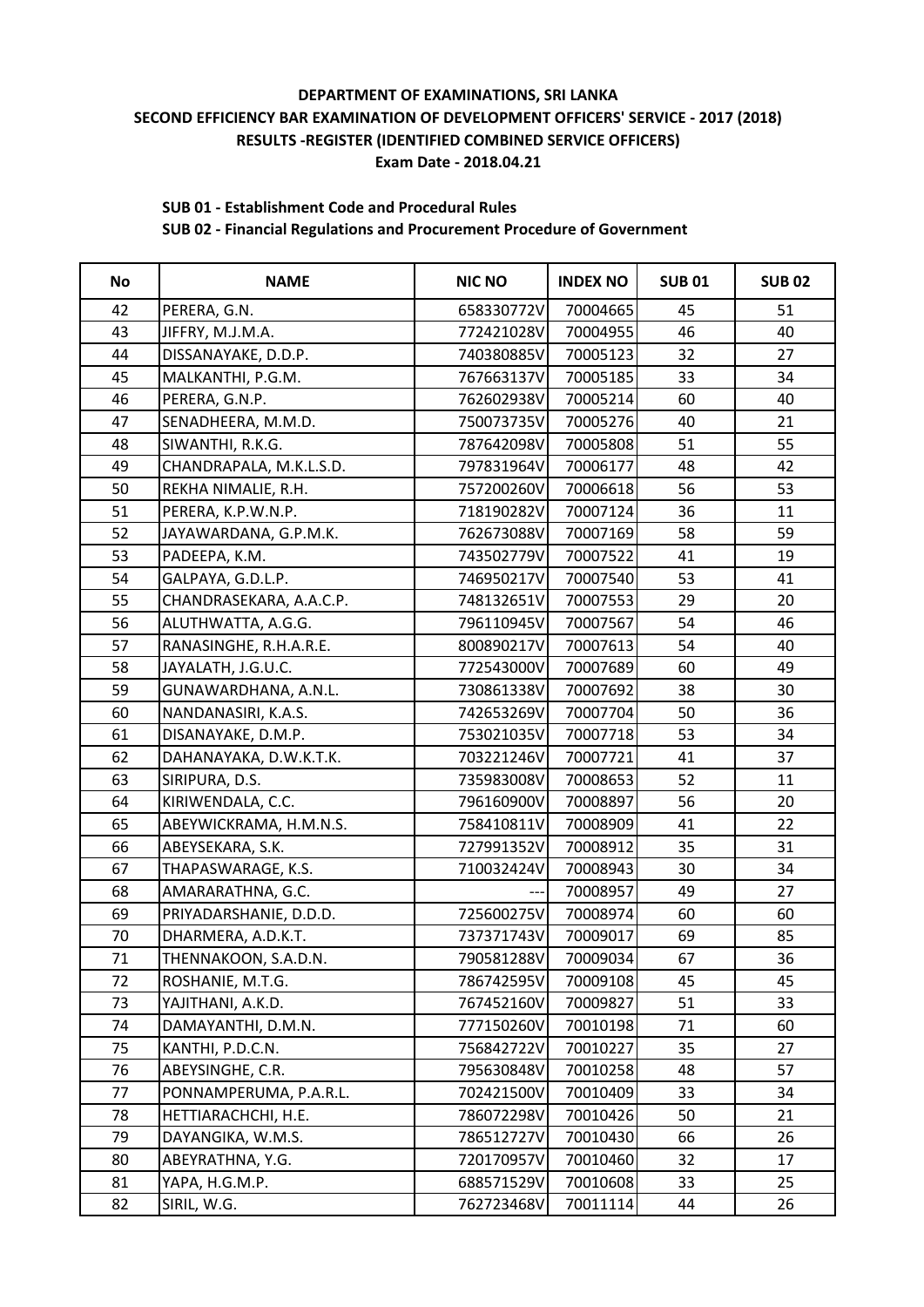**DEPARTMENT OF EXAMINATIONS, SRI LANKA**
**SECOND EFFICIENCY BAR EXAMINATION OF DEVELOPMENT OFFICERS' SERVICE - 2017 (2018)**
**RESULTS -REGISTER (IDENTIFIED COMBINED SERVICE OFFICERS)**
**Exam Date - 2018.04.21**

**SUB 01 - Establishment Code and Procedural Rules**
**SUB 02 - Financial Regulations and Procurement Procedure of Government**

| No | NAME | NIC NO | INDEX NO | SUB 01 | SUB 02 |
|---|---|---|---|---|---|
| 42 | PERERA, G.N. | 658330772V | 70004665 | 45 | 51 |
| 43 | JIFFRY, M.J.M.A. | 772421028V | 70004955 | 46 | 40 |
| 44 | DISSANAYAKE, D.D.P. | 740380885V | 70005123 | 32 | 27 |
| 45 | MALKANTHI, P.G.M. | 767663137V | 70005185 | 33 | 34 |
| 46 | PERERA, G.N.P. | 762602938V | 70005214 | 60 | 40 |
| 47 | SENADHEERA, M.M.D. | 750073735V | 70005276 | 40 | 21 |
| 48 | SIWANTHI, R.K.G. | 787642098V | 70005808 | 51 | 55 |
| 49 | CHANDRAPALA, M.K.L.S.D. | 797831964V | 70006177 | 48 | 42 |
| 50 | REKHA NIMALIE, R.H. | 757200260V | 70006618 | 56 | 53 |
| 51 | PERERA, K.P.W.N.P. | 718190282V | 70007124 | 36 | 11 |
| 52 | JAYAWARDANA, G.P.M.K. | 762673088V | 70007169 | 58 | 59 |
| 53 | PADEEPA, K.M. | 743502779V | 70007522 | 41 | 19 |
| 54 | GALPAYA, G.D.L.P. | 746950217V | 70007540 | 53 | 41 |
| 55 | CHANDRASEKARA, A.A.C.P. | 748132651V | 70007553 | 29 | 20 |
| 56 | ALUTHWATTA, A.G.G. | 796110945V | 70007567 | 54 | 46 |
| 57 | RANASINGHE, R.H.A.R.E. | 800890217V | 70007613 | 54 | 40 |
| 58 | JAYALATH, J.G.U.C. | 772543000V | 70007689 | 60 | 49 |
| 59 | GUNAWARDHANA, A.N.L. | 730861338V | 70007692 | 38 | 30 |
| 60 | NANDANASIRI, K.A.S. | 742653269V | 70007704 | 50 | 36 |
| 61 | DISANAYAKE, D.M.P. | 753021035V | 70007718 | 53 | 34 |
| 62 | DAHANAYAKA, D.W.K.T.K. | 703221246V | 70007721 | 41 | 37 |
| 63 | SIRIPURA, D.S. | 735983008V | 70008653 | 52 | 11 |
| 64 | KIRIWENDALA, C.C. | 796160900V | 70008897 | 56 | 20 |
| 65 | ABEYWICKRAMA, H.M.N.S. | 758410811V | 70008909 | 41 | 22 |
| 66 | ABEYSEKARA, S.K. | 727991352V | 70008912 | 35 | 31 |
| 67 | THAPASWARAGE, K.S. | 710032424V | 70008943 | 30 | 34 |
| 68 | AMARARATHNA, G.C. | --- | 70008957 | 49 | 27 |
| 69 | PRIYADARSHANIE, D.D.D. | 725600275V | 70008974 | 60 | 60 |
| 70 | DHARMERA, A.D.K.T. | 737371743V | 70009017 | 69 | 85 |
| 71 | THENNAKOON, S.A.D.N. | 790581288V | 70009034 | 67 | 36 |
| 72 | ROSHANIE, M.T.G. | 786742595V | 70009108 | 45 | 45 |
| 73 | YAJITHANI, A.K.D. | 767452160V | 70009827 | 51 | 33 |
| 74 | DAMAYANTHI, D.M.N. | 777150260V | 70010198 | 71 | 60 |
| 75 | KANTHI, P.D.C.N. | 756842722V | 70010227 | 35 | 27 |
| 76 | ABEYSINGHE, C.R. | 795630848V | 70010258 | 48 | 57 |
| 77 | PONNAMPERUMA, P.A.R.L. | 702421500V | 70010409 | 33 | 34 |
| 78 | HETTIARACHCHI, H.E. | 786072298V | 70010426 | 50 | 21 |
| 79 | DAYANGIKA, W.M.S. | 786512727V | 70010430 | 66 | 26 |
| 80 | ABEYRATHNA, Y.G. | 720170957V | 70010460 | 32 | 17 |
| 81 | YAPA, H.G.M.P. | 688571529V | 70010608 | 33 | 25 |
| 82 | SIRIL, W.G. | 762723468V | 70011114 | 44 | 26 |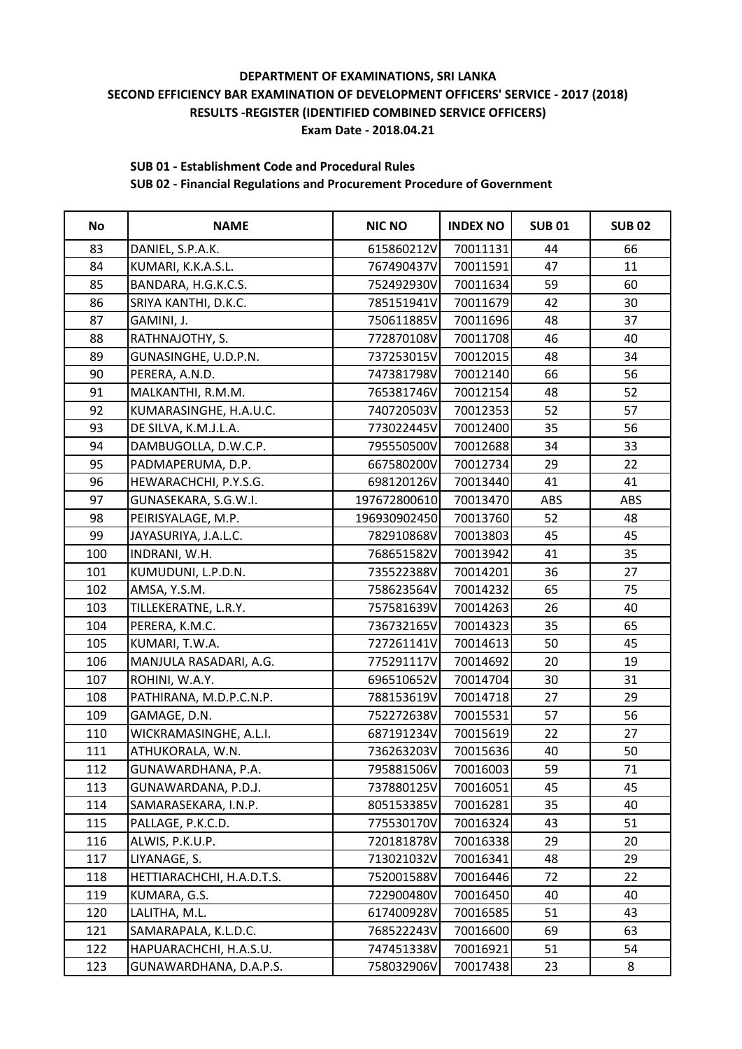**DEPARTMENT OF EXAMINATIONS, SRI LANKA**
**SECOND EFFICIENCY BAR EXAMINATION OF DEVELOPMENT OFFICERS' SERVICE - 2017 (2018)**
**RESULTS -REGISTER (IDENTIFIED COMBINED SERVICE OFFICERS)**
**Exam Date - 2018.04.21**

**SUB 01 - Establishment Code and Procedural Rules**
**SUB 02 - Financial Regulations and Procurement Procedure of Government**

| No | NAME | NIC NO | INDEX NO | SUB 01 | SUB 02 |
|---|---|---|---|---|---|
| 83 | DANIEL, S.P.A.K. | 615860212V | 70011131 | 44 | 66 |
| 84 | KUMARI, K.K.A.S.L. | 767490437V | 70011591 | 47 | 11 |
| 85 | BANDARA, H.G.K.C.S. | 752492930V | 70011634 | 59 | 60 |
| 86 | SRIYA KANTHI, D.K.C. | 785151941V | 70011679 | 42 | 30 |
| 87 | GAMINI, J. | 750611885V | 70011696 | 48 | 37 |
| 88 | RATHNAJOTHY, S. | 772870108V | 70011708 | 46 | 40 |
| 89 | GUNASINGHE, U.D.P.N. | 737253015V | 70012015 | 48 | 34 |
| 90 | PERERA, A.N.D. | 747381798V | 70012140 | 66 | 56 |
| 91 | MALKANTHI, R.M.M. | 765381746V | 70012154 | 48 | 52 |
| 92 | KUMARASINGHE, H.A.U.C. | 740720503V | 70012353 | 52 | 57 |
| 93 | DE SILVA, K.M.J.L.A. | 773022445V | 70012400 | 35 | 56 |
| 94 | DAMBUGOLLA, D.W.C.P. | 795550500V | 70012688 | 34 | 33 |
| 95 | PADMAPERUMA, D.P. | 667580200V | 70012734 | 29 | 22 |
| 96 | HEWARACHCHI, P.Y.S.G. | 698120126V | 70013440 | 41 | 41 |
| 97 | GUNASEKARA, S.G.W.I. | 197672800610 | 70013470 | ABS | ABS |
| 98 | PEIRISYALAGE, M.P. | 196930902450 | 70013760 | 52 | 48 |
| 99 | JAYASURIYA, J.A.L.C. | 782910868V | 70013803 | 45 | 45 |
| 100 | INDRANI, W.H. | 768651582V | 70013942 | 41 | 35 |
| 101 | KUMUDUNI, L.P.D.N. | 735522388V | 70014201 | 36 | 27 |
| 102 | AMSA, Y.S.M. | 758623564V | 70014232 | 65 | 75 |
| 103 | TILLEKERATNE, L.R.Y. | 757581639V | 70014263 | 26 | 40 |
| 104 | PERERA, K.M.C. | 736732165V | 70014323 | 35 | 65 |
| 105 | KUMARI, T.W.A. | 727261141V | 70014613 | 50 | 45 |
| 106 | MANJULA RASADARI, A.G. | 775291117V | 70014692 | 20 | 19 |
| 107 | ROHINI, W.A.Y. | 696510652V | 70014704 | 30 | 31 |
| 108 | PATHIRANA, M.D.P.C.N.P. | 788153619V | 70014718 | 27 | 29 |
| 109 | GAMAGE, D.N. | 752272638V | 70015531 | 57 | 56 |
| 110 | WICKRAMASINGHE, A.L.I. | 687191234V | 70015619 | 22 | 27 |
| 111 | ATHUKORALA, W.N. | 736263203V | 70015636 | 40 | 50 |
| 112 | GUNAWARDHANA, P.A. | 795881506V | 70016003 | 59 | 71 |
| 113 | GUNAWARDANA, P.D.J. | 737880125V | 70016051 | 45 | 45 |
| 114 | SAMARASEKARA, I.N.P. | 805153385V | 70016281 | 35 | 40 |
| 115 | PALLAGE, P.K.C.D. | 775530170V | 70016324 | 43 | 51 |
| 116 | ALWIS, P.K.U.P. | 720181878V | 70016338 | 29 | 20 |
| 117 | LIYANAGE, S. | 713021032V | 70016341 | 48 | 29 |
| 118 | HETTIARACHCHI, H.A.D.T.S. | 752001588V | 70016446 | 72 | 22 |
| 119 | KUMARA, G.S. | 722900480V | 70016450 | 40 | 40 |
| 120 | LALITHA, M.L. | 617400928V | 70016585 | 51 | 43 |
| 121 | SAMARAPALA, K.L.D.C. | 768522243V | 70016600 | 69 | 63 |
| 122 | HAPUARACHCHI, H.A.S.U. | 747451338V | 70016921 | 51 | 54 |
| 123 | GUNAWARDHANA, D.A.P.S. | 758032906V | 70017438 | 23 | 8 |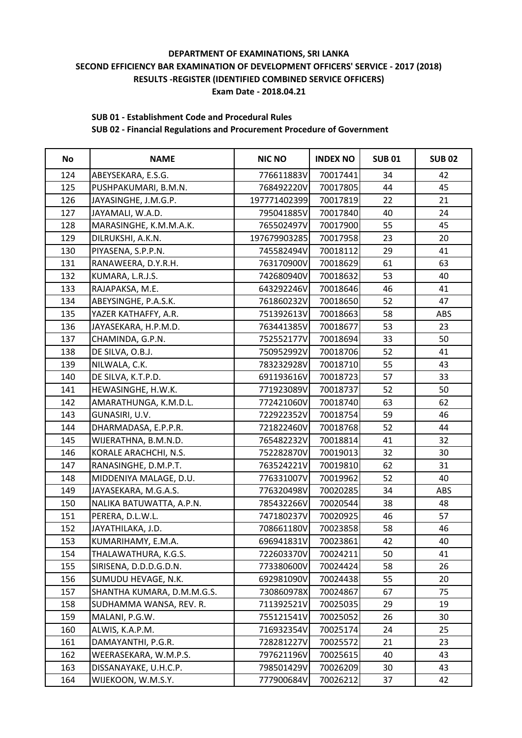**DEPARTMENT OF EXAMINATIONS, SRI LANKA**
**SECOND EFFICIENCY BAR EXAMINATION OF DEVELOPMENT OFFICERS' SERVICE - 2017 (2018)**
**RESULTS -REGISTER (IDENTIFIED COMBINED SERVICE OFFICERS)**
**Exam Date - 2018.04.21**

**SUB 01 - Establishment Code and Procedural Rules**
**SUB 02 - Financial Regulations and Procurement Procedure of Government**

| No | NAME | NIC NO | INDEX NO | SUB 01 | SUB 02 |
|---|---|---|---|---|---|
| 124 | ABEYSEKARA, E.S.G. | 776611883V | 70017441 | 34 | 42 |
| 125 | PUSHPAKUMARI, B.M.N. | 768492220V | 70017805 | 44 | 45 |
| 126 | JAYASINGHE, J.M.G.P. | 197771402399 | 70017819 | 22 | 21 |
| 127 | JAYAMALI, W.A.D. | 795041885V | 70017840 | 40 | 24 |
| 128 | MARASINGHE, K.M.M.A.K. | 765502497V | 70017900 | 55 | 45 |
| 129 | DILRUKSHI, A.K.N. | 197679903285 | 70017958 | 23 | 20 |
| 130 | PIYASENA, S.P.P.N. | 745582494V | 70018112 | 29 | 41 |
| 131 | RANAWEERA, D.Y.R.H. | 763170900V | 70018629 | 61 | 63 |
| 132 | KUMARA, L.R.J.S. | 742680940V | 70018632 | 53 | 40 |
| 133 | RAJAPAKSA, M.E. | 643292246V | 70018646 | 46 | 41 |
| 134 | ABEYSINGHE, P.A.S.K. | 761860232V | 70018650 | 52 | 47 |
| 135 | YAZER KATHAFFY, A.R. | 751392613V | 70018663 | 58 | ABS |
| 136 | JAYASEKARA, H.P.M.D. | 763441385V | 70018677 | 53 | 23 |
| 137 | CHAMINDA, G.P.N. | 752552177V | 70018694 | 33 | 50 |
| 138 | DE SILVA, O.B.J. | 750952992V | 70018706 | 52 | 41 |
| 139 | NILWALA, C.K. | 783232928V | 70018710 | 55 | 43 |
| 140 | DE SILVA, K.T.P.D. | 691193616V | 70018723 | 57 | 33 |
| 141 | HEWASINGHE, H.W.K. | 771923089V | 70018737 | 52 | 50 |
| 142 | AMARATHUNGA, K.M.D.L. | 772421060V | 70018740 | 63 | 62 |
| 143 | GUNASIRI, U.V. | 722922352V | 70018754 | 59 | 46 |
| 144 | DHARMADASA, E.P.P.R. | 721822460V | 70018768 | 52 | 44 |
| 145 | WIJERATHNA, B.M.N.D. | 765482232V | 70018814 | 41 | 32 |
| 146 | KORALE ARACHCHI, N.S. | 752282870V | 70019013 | 32 | 30 |
| 147 | RANASINGHE, D.M.P.T. | 763524221V | 70019810 | 62 | 31 |
| 148 | MIDDENIYA MALAGE, D.U. | 776331007V | 70019962 | 52 | 40 |
| 149 | JAYASEKARA, M.G.A.S. | 776320498V | 70020285 | 34 | ABS |
| 150 | NALIKA BATUWATTA, A.P.N. | 785432266V | 70020544 | 38 | 48 |
| 151 | PERERA, D.L.W.L. | 747180237V | 70020925 | 46 | 57 |
| 152 | JAYATHILAKA, J.D. | 708661180V | 70023858 | 58 | 46 |
| 153 | KUMARIHAMY, E.M.A. | 696941831V | 70023861 | 42 | 40 |
| 154 | THALAWATHURA, K.G.S. | 722603370V | 70024211 | 50 | 41 |
| 155 | SIRISENA, D.D.D.G.D.N. | 773380600V | 70024424 | 58 | 26 |
| 156 | SUMUDU HEVAGE, N.K. | 692981090V | 70024438 | 55 | 20 |
| 157 | SHANTHA KUMARA, D.M.M.G.S. | 730860978X | 70024867 | 67 | 75 |
| 158 | SUDHAMMA WANSA, REV. R. | 711392521V | 70025035 | 29 | 19 |
| 159 | MALANI, P.G.W. | 755121541V | 70025052 | 26 | 30 |
| 160 | ALWIS, K.A.P.M. | 716932354V | 70025174 | 24 | 25 |
| 161 | DAMAYANTHI, P.G.R. | 728281227V | 70025572 | 21 | 23 |
| 162 | WEERASEKARA, W.M.P.S. | 797621196V | 70025615 | 40 | 43 |
| 163 | DISSANAYAKE, U.H.C.P. | 798501429V | 70026209 | 30 | 43 |
| 164 | WIJEKOON, W.M.S.Y. | 777900684V | 70026212 | 37 | 42 |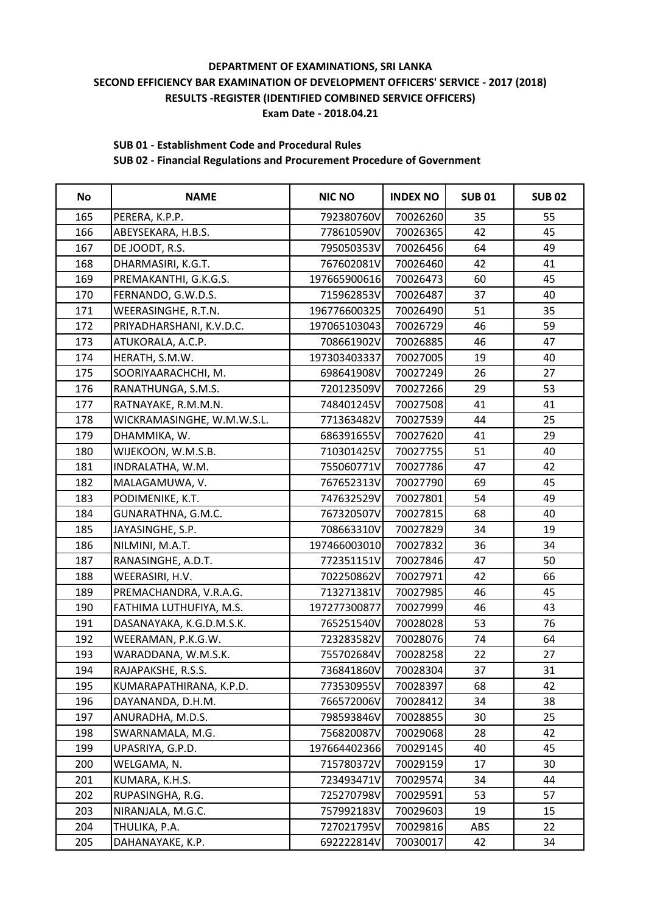**DEPARTMENT OF EXAMINATIONS, SRI LANKA**
**SECOND EFFICIENCY BAR EXAMINATION OF DEVELOPMENT OFFICERS' SERVICE - 2017 (2018)**
**RESULTS -REGISTER (IDENTIFIED COMBINED SERVICE OFFICERS)**
**Exam Date - 2018.04.21**

**SUB 01 - Establishment Code and Procedural Rules**
**SUB 02 - Financial Regulations and Procurement Procedure of Government**

| No | NAME | NIC NO | INDEX NO | SUB 01 | SUB 02 |
|---|---|---|---|---|---|
| 165 | PERERA, K.P.P. | 792380760V | 70026260 | 35 | 55 |
| 166 | ABEYSEKARA, H.B.S. | 778610590V | 70026365 | 42 | 45 |
| 167 | DE JOODT, R.S. | 795050353V | 70026456 | 64 | 49 |
| 168 | DHARMASIRI, K.G.T. | 767602081V | 70026460 | 42 | 41 |
| 169 | PREMAKANTHI, G.K.G.S. | 197665900616 | 70026473 | 60 | 45 |
| 170 | FERNANDO, G.W.D.S. | 715962853V | 70026487 | 37 | 40 |
| 171 | WEERASINGHE, R.T.N. | 196776600325 | 70026490 | 51 | 35 |
| 172 | PRIYADHARSHANI, K.V.D.C. | 197065103043 | 70026729 | 46 | 59 |
| 173 | ATUKORALA, A.C.P. | 708661902V | 70026885 | 46 | 47 |
| 174 | HERATH, S.M.W. | 197303403337 | 70027005 | 19 | 40 |
| 175 | SOORIYAARACHCHI, M. | 698641908V | 70027249 | 26 | 27 |
| 176 | RANATHUNGA, S.M.S. | 720123509V | 70027266 | 29 | 53 |
| 177 | RATNAYAKE, R.M.M.N. | 748401245V | 70027508 | 41 | 41 |
| 178 | WICKRAMASINGHE, W.M.W.S.L. | 771363482V | 70027539 | 44 | 25 |
| 179 | DHAMMIKA, W. | 686391655V | 70027620 | 41 | 29 |
| 180 | WIJEKOON, W.M.S.B. | 710301425V | 70027755 | 51 | 40 |
| 181 | INDRALATHA, W.M. | 755060771V | 70027786 | 47 | 42 |
| 182 | MALAGAMUWA, V. | 767652313V | 70027790 | 69 | 45 |
| 183 | PODIMENIKE, K.T. | 747632529V | 70027801 | 54 | 49 |
| 184 | GUNARATHNA, G.M.C. | 767320507V | 70027815 | 68 | 40 |
| 185 | JAYASINGHE, S.P. | 708663310V | 70027829 | 34 | 19 |
| 186 | NILMINI, M.A.T. | 197466003010 | 70027832 | 36 | 34 |
| 187 | RANASINGHE, A.D.T. | 772351151V | 70027846 | 47 | 50 |
| 188 | WEERASIRI, H.V. | 702250862V | 70027971 | 42 | 66 |
| 189 | PREMACHANDRA, V.R.A.G. | 713271381V | 70027985 | 46 | 45 |
| 190 | FATHIMA LUTHUFIYA, M.S. | 197277300877 | 70027999 | 46 | 43 |
| 191 | DASANAYAKA, K.G.D.M.S.K. | 765251540V | 70028028 | 53 | 76 |
| 192 | WEERAMAN, P.K.G.W. | 723283582V | 70028076 | 74 | 64 |
| 193 | WARADDANA, W.M.S.K. | 755702684V | 70028258 | 22 | 27 |
| 194 | RAJAPAKSHE, R.S.S. | 736841860V | 70028304 | 37 | 31 |
| 195 | KUMARAPATHIRANA, K.P.D. | 773530955V | 70028397 | 68 | 42 |
| 196 | DAYANANDA, D.H.M. | 766572006V | 70028412 | 34 | 38 |
| 197 | ANURADHA, M.D.S. | 798593846V | 70028855 | 30 | 25 |
| 198 | SWARNAMALA, M.G. | 756820087V | 70029068 | 28 | 42 |
| 199 | UPASRIYA, G.P.D. | 197664402366 | 70029145 | 40 | 45 |
| 200 | WELGAMA, N. | 715780372V | 70029159 | 17 | 30 |
| 201 | KUMARA, K.H.S. | 723493471V | 70029574 | 34 | 44 |
| 202 | RUPASINGHA, R.G. | 725270798V | 70029591 | 53 | 57 |
| 203 | NIRANJALA, M.G.C. | 757992183V | 70029603 | 19 | 15 |
| 204 | THULIKA, P.A. | 727021795V | 70029816 | ABS | 22 |
| 205 | DAHANAYAKE, K.P. | 692222814V | 70030017 | 42 | 34 |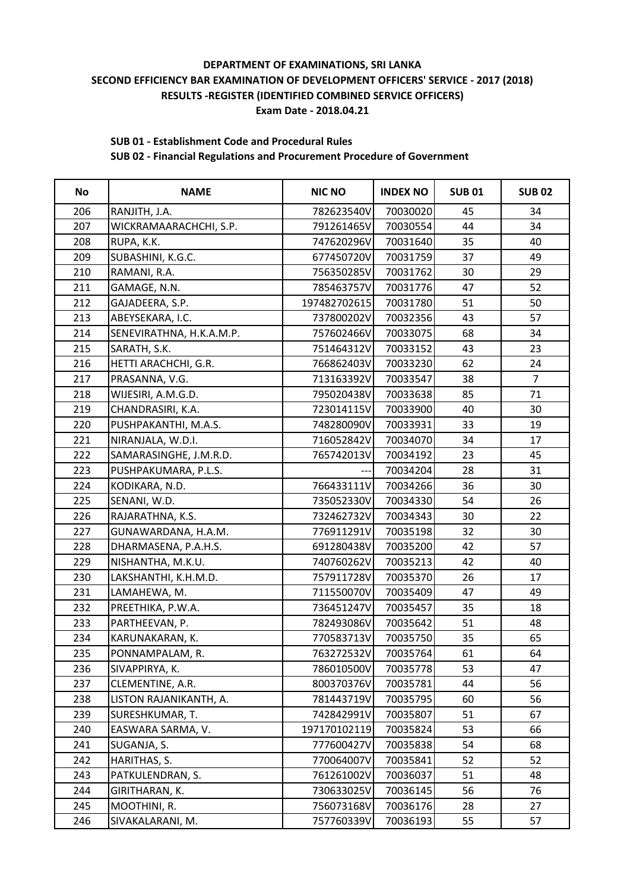**DEPARTMENT OF EXAMINATIONS, SRI LANKA**

**SECOND EFFICIENCY BAR EXAMINATION OF DEVELOPMENT OFFICERS' SERVICE - 2017 (2018)**

**RESULTS -REGISTER (IDENTIFIED COMBINED SERVICE OFFICERS)**

**Exam Date - 2018.04.21**

**SUB 01 - Establishment Code and Procedural Rules**

**SUB 02 - Financial Regulations and Procurement Procedure of Government**

| No | NAME | NIC NO | INDEX NO | SUB 01 | SUB 02 |
|---|---|---|---|---|---|
| 206 | RANJITH, J.A. | 782623540V | 70030020 | 45 | 34 |
| 207 | WICKRAMAARACHCHI, S.P. | 791261465V | 70030554 | 44 | 34 |
| 208 | RUPA, K.K. | 747620296V | 70031640 | 35 | 40 |
| 209 | SUBASHINI, K.G.C. | 677450720V | 70031759 | 37 | 49 |
| 210 | RAMANI, R.A. | 756350285V | 70031762 | 30 | 29 |
| 211 | GAMAGE, N.N. | 785463757V | 70031776 | 47 | 52 |
| 212 | GAJADEERA, S.P. | 197482702615 | 70031780 | 51 | 50 |
| 213 | ABEYSEKARA, I.C. | 737800202V | 70032356 | 43 | 57 |
| 214 | SENEVIRATHNA, H.K.A.M.P. | 757602466V | 70033075 | 68 | 34 |
| 215 | SARATH, S.K. | 751464312V | 70033152 | 43 | 23 |
| 216 | HETTI ARACHCHI, G.R. | 766862403V | 70033230 | 62 | 24 |
| 217 | PRASANNA, V.G. | 713163392V | 70033547 | 38 | 7 |
| 218 | WIJESIRI, A.M.G.D. | 795020438V | 70033638 | 85 | 71 |
| 219 | CHANDRASIRI, K.A. | 723014115V | 70033900 | 40 | 30 |
| 220 | PUSHPAKANTHI, M.A.S. | 748280090V | 70033931 | 33 | 19 |
| 221 | NIRANJALA, W.D.I. | 716052842V | 70034070 | 34 | 17 |
| 222 | SAMARASINGHE, J.M.R.D. | 765742013V | 70034192 | 23 | 45 |
| 223 | PUSHPAKUMARA, P.L.S. | --- | 70034204 | 28 | 31 |
| 224 | KODIKARA, N.D. | 766433111V | 70034266 | 36 | 30 |
| 225 | SENANI, W.D. | 735052330V | 70034330 | 54 | 26 |
| 226 | RAJARATHNA, K.S. | 732462732V | 70034343 | 30 | 22 |
| 227 | GUNAWARDANA, H.A.M. | 776911291V | 70035198 | 32 | 30 |
| 228 | DHARMASENA, P.A.H.S. | 691280438V | 70035200 | 42 | 57 |
| 229 | NISHANTHA, M.K.U. | 740760262V | 70035213 | 42 | 40 |
| 230 | LAKSHANTHI, K.H.M.D. | 757911728V | 70035370 | 26 | 17 |
| 231 | LAMAHEWA, M. | 711550070V | 70035409 | 47 | 49 |
| 232 | PREETHIKA, P.W.A. | 736451247V | 70035457 | 35 | 18 |
| 233 | PARTHEEVAN, P. | 782493086V | 70035642 | 51 | 48 |
| 234 | KARUNAKARAN, K. | 770583713V | 70035750 | 35 | 65 |
| 235 | PONNAMPALAM, R. | 763272532V | 70035764 | 61 | 64 |
| 236 | SIVAPPIRYA, K. | 786010500V | 70035778 | 53 | 47 |
| 237 | CLEMENTINE, A.R. | 800370376V | 70035781 | 44 | 56 |
| 238 | LISTON RAJANIKANTH, A. | 781443719V | 70035795 | 60 | 56 |
| 239 | SURESHKUMAR, T. | 742842991V | 70035807 | 51 | 67 |
| 240 | EASWARA SARMA, V. | 197170102119 | 70035824 | 53 | 66 |
| 241 | SUGANJA, S. | 777600427V | 70035838 | 54 | 68 |
| 242 | HARITHAS, S. | 770064007V | 70035841 | 52 | 52 |
| 243 | PATKULENDRAN, S. | 761261002V | 70036037 | 51 | 48 |
| 244 | GIRITHARAN, K. | 730633025V | 70036145 | 56 | 76 |
| 245 | MOOTHINI, R. | 756073168V | 70036176 | 28 | 27 |
| 246 | SIVAKALARANI, M. | 757760339V | 70036193 | 55 | 57 |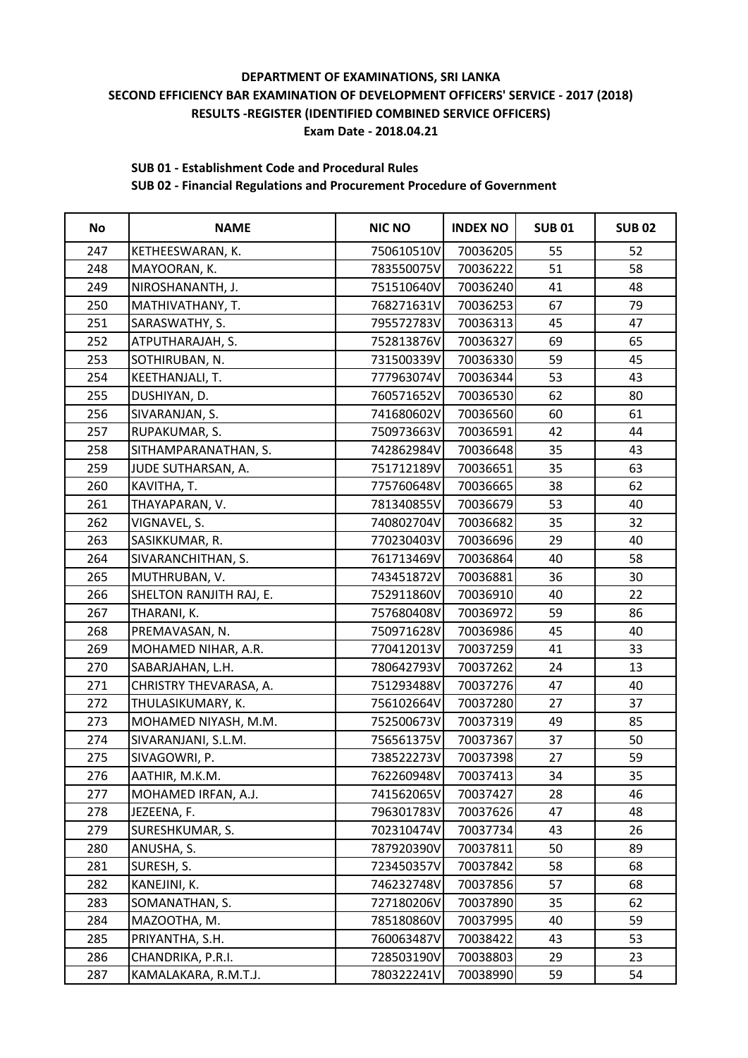**DEPARTMENT OF EXAMINATIONS, SRI LANKA**
**SECOND EFFICIENCY BAR EXAMINATION OF DEVELOPMENT OFFICERS' SERVICE - 2017 (2018)**
**RESULTS -REGISTER (IDENTIFIED COMBINED SERVICE OFFICERS)**
**Exam Date - 2018.04.21**

**SUB 01 - Establishment Code and Procedural Rules**
**SUB 02 - Financial Regulations and Procurement Procedure of Government**

| No | NAME | NIC NO | INDEX NO | SUB 01 | SUB 02 |
|---|---|---|---|---|---|
| 247 | KETHEESWARAN, K. | 750610510V | 70036205 | 55 | 52 |
| 248 | MAYOORAN, K. | 783550075V | 70036222 | 51 | 58 |
| 249 | NIROSHANANTH, J. | 751510640V | 70036240 | 41 | 48 |
| 250 | MATHIVATHANY, T. | 768271631V | 70036253 | 67 | 79 |
| 251 | SARASWATHY, S. | 795572783V | 70036313 | 45 | 47 |
| 252 | ATPUTHARAJAH, S. | 752813876V | 70036327 | 69 | 65 |
| 253 | SOTHIRUBAN, N. | 731500339V | 70036330 | 59 | 45 |
| 254 | KEETHANJALI, T. | 777963074V | 70036344 | 53 | 43 |
| 255 | DUSHIYAN, D. | 760571652V | 70036530 | 62 | 80 |
| 256 | SIVARANJAN, S. | 741680602V | 70036560 | 60 | 61 |
| 257 | RUPAKUMAR, S. | 750973663V | 70036591 | 42 | 44 |
| 258 | SITHAMPARANATHAN, S. | 742862984V | 70036648 | 35 | 43 |
| 259 | JUDE SUTHARSAN, A. | 751712189V | 70036651 | 35 | 63 |
| 260 | KAVITHA, T. | 775760648V | 70036665 | 38 | 62 |
| 261 | THAYAPARAN, V. | 781340855V | 70036679 | 53 | 40 |
| 262 | VIGNAVEL, S. | 740802704V | 70036682 | 35 | 32 |
| 263 | SASIKKUMAR, R. | 770230403V | 70036696 | 29 | 40 |
| 264 | SIVARANCHITHAN, S. | 761713469V | 70036864 | 40 | 58 |
| 265 | MUTHRUBAN, V. | 743451872V | 70036881 | 36 | 30 |
| 266 | SHELTON RANJITH RAJ, E. | 752911860V | 70036910 | 40 | 22 |
| 267 | THARANI, K. | 757680408V | 70036972 | 59 | 86 |
| 268 | PREMAVASAN, N. | 750971628V | 70036986 | 45 | 40 |
| 269 | MOHAMED NIHAR, A.R. | 770412013V | 70037259 | 41 | 33 |
| 270 | SABARJAHAN, L.H. | 780642793V | 70037262 | 24 | 13 |
| 271 | CHRISTRY THEVARASA, A. | 751293488V | 70037276 | 47 | 40 |
| 272 | THULASIKUMARY, K. | 756102664V | 70037280 | 27 | 37 |
| 273 | MOHAMED NIYASH, M.M. | 752500673V | 70037319 | 49 | 85 |
| 274 | SIVARANJANI, S.L.M. | 756561375V | 70037367 | 37 | 50 |
| 275 | SIVAGOWRI, P. | 738522273V | 70037398 | 27 | 59 |
| 276 | AATHIR, M.K.M. | 762260948V | 70037413 | 34 | 35 |
| 277 | MOHAMED IRFAN, A.J. | 741562065V | 70037427 | 28 | 46 |
| 278 | JEZEENA, F. | 796301783V | 70037626 | 47 | 48 |
| 279 | SURESHKUMAR, S. | 702310474V | 70037734 | 43 | 26 |
| 280 | ANUSHA, S. | 787920390V | 70037811 | 50 | 89 |
| 281 | SURESH, S. | 723450357V | 70037842 | 58 | 68 |
| 282 | KANEJINI, K. | 746232748V | 70037856 | 57 | 68 |
| 283 | SOMANATHAN, S. | 727180206V | 70037890 | 35 | 62 |
| 284 | MAZOOTHA, M. | 785180860V | 70037995 | 40 | 59 |
| 285 | PRIYANTHA, S.H. | 760063487V | 70038422 | 43 | 53 |
| 286 | CHANDRIKA, P.R.I. | 728503190V | 70038803 | 29 | 23 |
| 287 | KAMALAKARA, R.M.T.J. | 780322241V | 70038990 | 59 | 54 |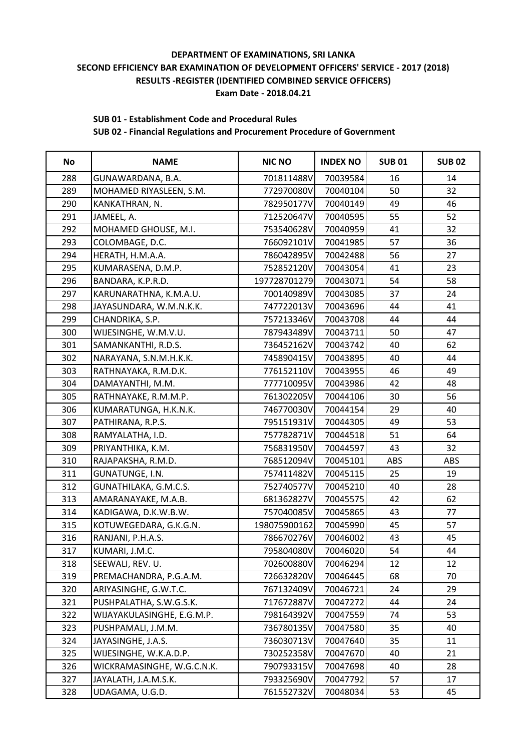**DEPARTMENT OF EXAMINATIONS, SRI LANKA**
**SECOND EFFICIENCY BAR EXAMINATION OF DEVELOPMENT OFFICERS' SERVICE - 2017 (2018)**
**RESULTS -REGISTER (IDENTIFIED COMBINED SERVICE OFFICERS)**
**Exam Date - 2018.04.21**

**SUB 01 - Establishment Code and Procedural Rules**
**SUB 02 - Financial Regulations and Procurement Procedure of Government**

| No | NAME | NIC NO | INDEX NO | SUB 01 | SUB 02 |
|---|---|---|---|---|---|
| 288 | GUNAWARDANA, B.A. | 701811488V | 70039584 | 16 | 14 |
| 289 | MOHAMED RIYASLEEN, S.M. | 772970080V | 70040104 | 50 | 32 |
| 290 | KANKATHRAN, N. | 782950177V | 70040149 | 49 | 46 |
| 291 | JAMEEL, A. | 712520647V | 70040595 | 55 | 52 |
| 292 | MOHAMED GHOUSE, M.I. | 753540628V | 70040959 | 41 | 32 |
| 293 | COLOMBAGE, D.C. | 766092101V | 70041985 | 57 | 36 |
| 294 | HERATH, H.M.A.A. | 786042895V | 70042488 | 56 | 27 |
| 295 | KUMARASENA, D.M.P. | 752852120V | 70043054 | 41 | 23 |
| 296 | BANDARA, K.P.R.D. | 197728701279 | 70043071 | 54 | 58 |
| 297 | KARUNARATHNA, K.M.A.U. | 700140989V | 70043085 | 37 | 24 |
| 298 | JAYASUNDARA, W.M.N.K.K. | 747722013V | 70043696 | 44 | 41 |
| 299 | CHANDRIKA, S.P. | 757213346V | 70043708 | 44 | 44 |
| 300 | WIJESINGHE, W.M.V.U. | 787943489V | 70043711 | 50 | 47 |
| 301 | SAMANKANTHI, R.D.S. | 736452162V | 70043742 | 40 | 62 |
| 302 | NARAYANA, S.N.M.H.K.K. | 745890415V | 70043895 | 40 | 44 |
| 303 | RATHNAYAKA, R.M.D.K. | 776152110V | 70043955 | 46 | 49 |
| 304 | DAMAYANTHI, M.M. | 777710095V | 70043986 | 42 | 48 |
| 305 | RATHNAYAKE, R.M.M.P. | 761302205V | 70044106 | 30 | 56 |
| 306 | KUMARATUNGA, H.K.N.K. | 746770030V | 70044154 | 29 | 40 |
| 307 | PATHIRANA, R.P.S. | 795151931V | 70044305 | 49 | 53 |
| 308 | RAMYALATHA, I.D. | 757782871V | 70044518 | 51 | 64 |
| 309 | PRIYANTHIKA, K.M. | 756831950V | 70044597 | 43 | 32 |
| 310 | RAJAPAKSHA, R.M.D. | 768512094V | 70045101 | ABS | ABS |
| 311 | GUNATUNGE, I.N. | 757411482V | 70045115 | 25 | 19 |
| 312 | GUNATHILAKA, G.M.C.S. | 752740577V | 70045210 | 40 | 28 |
| 313 | AMARANAYAKE, M.A.B. | 681362827V | 70045575 | 42 | 62 |
| 314 | KADIGAWA, D.K.W.B.W. | 757040085V | 70045865 | 43 | 77 |
| 315 | KOTUWEGEDARA, G.K.G.N. | 198075900162 | 70045990 | 45 | 57 |
| 316 | RANJANI, P.H.A.S. | 786670276V | 70046002 | 43 | 45 |
| 317 | KUMARI, J.M.C. | 795804080V | 70046020 | 54 | 44 |
| 318 | SEEWALI, REV. U. | 702600880V | 70046294 | 12 | 12 |
| 319 | PREMACHANDRA, P.G.A.M. | 726632820V | 70046445 | 68 | 70 |
| 320 | ARIYASINGHE, G.W.T.C. | 767132409V | 70046721 | 24 | 29 |
| 321 | PUSHPALATHA, S.W.G.S.K. | 717672887V | 70047272 | 44 | 24 |
| 322 | WIJAYAKULASINGHE, E.G.M.P. | 798164392V | 70047559 | 74 | 53 |
| 323 | PUSHPAMALI, J.M.M. | 736780135V | 70047580 | 35 | 40 |
| 324 | JAYASINGHE, J.A.S. | 736030713V | 70047640 | 35 | 11 |
| 325 | WIJESINGHE, W.K.A.D.P. | 730252358V | 70047670 | 40 | 21 |
| 326 | WICKRAMASINGHE, W.G.C.N.K. | 790793315V | 70047698 | 40 | 28 |
| 327 | JAYALATH, J.A.M.S.K. | 793325690V | 70047792 | 57 | 17 |
| 328 | UDAGAMA, U.G.D. | 761552732V | 70048034 | 53 | 45 |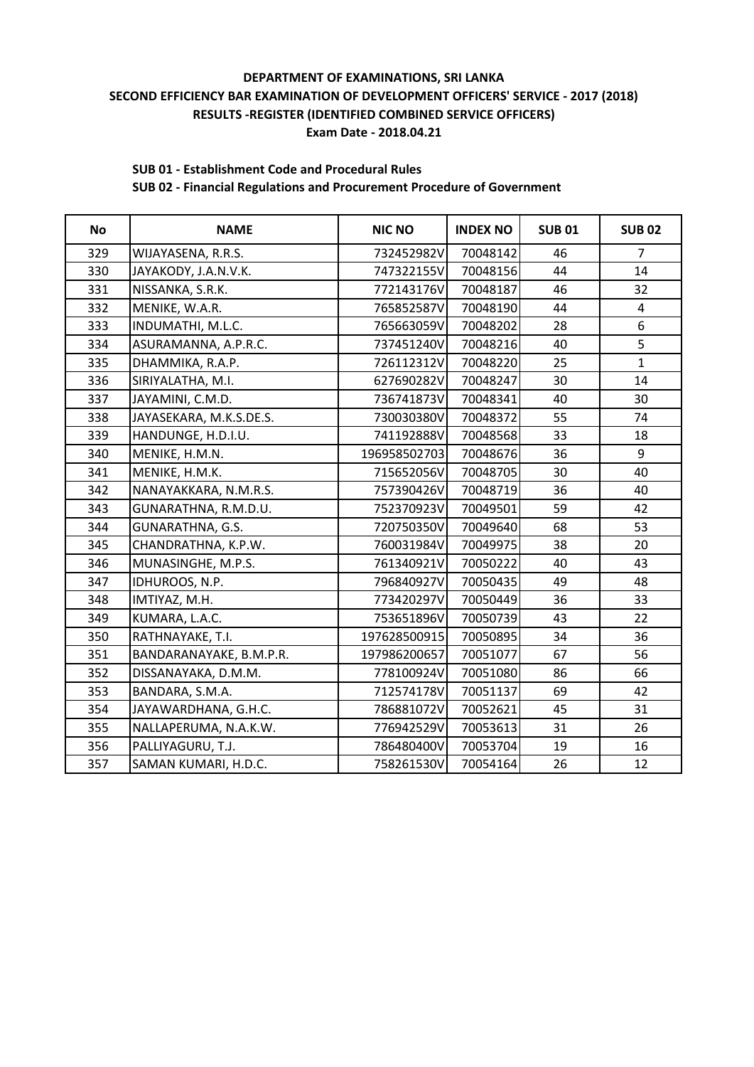**DEPARTMENT OF EXAMINATIONS, SRI LANKA**
**SECOND EFFICIENCY BAR EXAMINATION OF DEVELOPMENT OFFICERS' SERVICE - 2017 (2018)**
**RESULTS -REGISTER (IDENTIFIED COMBINED SERVICE OFFICERS)**
**Exam Date - 2018.04.21**

**SUB 01 - Establishment Code and Procedural Rules**
**SUB 02 - Financial Regulations and Procurement Procedure of Government**

| No | NAME | NIC NO | INDEX NO | SUB 01 | SUB 02 |
|---|---|---|---|---|---|
| 329 | WIJAYASENA, R.R.S. | 732452982V | 70048142 | 46 | 7 |
| 330 | JAYAKODY, J.A.N.V.K. | 747322155V | 70048156 | 44 | 14 |
| 331 | NISSANKA, S.R.K. | 772143176V | 70048187 | 46 | 32 |
| 332 | MENIKE, W.A.R. | 765852587V | 70048190 | 44 | 4 |
| 333 | INDUMATHI, M.L.C. | 765663059V | 70048202 | 28 | 6 |
| 334 | ASURAMANNA, A.P.R.C. | 737451240V | 70048216 | 40 | 5 |
| 335 | DHAMMIKA, R.A.P. | 726112312V | 70048220 | 25 | 1 |
| 336 | SIRIYALATHA, M.I. | 627690282V | 70048247 | 30 | 14 |
| 337 | JAYAMINI, C.M.D. | 736741873V | 70048341 | 40 | 30 |
| 338 | JAYASEKARA, M.K.S.DE.S. | 730030380V | 70048372 | 55 | 74 |
| 339 | HANDUNGE, H.D.I.U. | 741192888V | 70048568 | 33 | 18 |
| 340 | MENIKE, H.M.N. | 196958502703 | 70048676 | 36 | 9 |
| 341 | MENIKE, H.M.K. | 715652056V | 70048705 | 30 | 40 |
| 342 | NANAYAKKARA, N.M.R.S. | 757390426V | 70048719 | 36 | 40 |
| 343 | GUNARATHNA, R.M.D.U. | 752370923V | 70049501 | 59 | 42 |
| 344 | GUNARATHNA, G.S. | 720750350V | 70049640 | 68 | 53 |
| 345 | CHANDRATHNA, K.P.W. | 760031984V | 70049975 | 38 | 20 |
| 346 | MUNASINGHE, M.P.S. | 761340921V | 70050222 | 40 | 43 |
| 347 | IDHUROOS, N.P. | 796840927V | 70050435 | 49 | 48 |
| 348 | IMTIYAZ, M.H. | 773420297V | 70050449 | 36 | 33 |
| 349 | KUMARA, L.A.C. | 753651896V | 70050739 | 43 | 22 |
| 350 | RATHNAYAKE, T.I. | 197628500915 | 70050895 | 34 | 36 |
| 351 | BANDARANAYAKE, B.M.P.R. | 197986200657 | 70051077 | 67 | 56 |
| 352 | DISSANAYAKA, D.M.M. | 778100924V | 70051080 | 86 | 66 |
| 353 | BANDARA, S.M.A. | 712574178V | 70051137 | 69 | 42 |
| 354 | JAYAWARDHANA, G.H.C. | 786881072V | 70052621 | 45 | 31 |
| 355 | NALLAPERUMA, N.A.K.W. | 776942529V | 70053613 | 31 | 26 |
| 356 | PALLIYAGURU, T.J. | 786480400V | 70053704 | 19 | 16 |
| 357 | SAMAN KUMARI, H.D.C. | 758261530V | 70054164 | 26 | 12 |